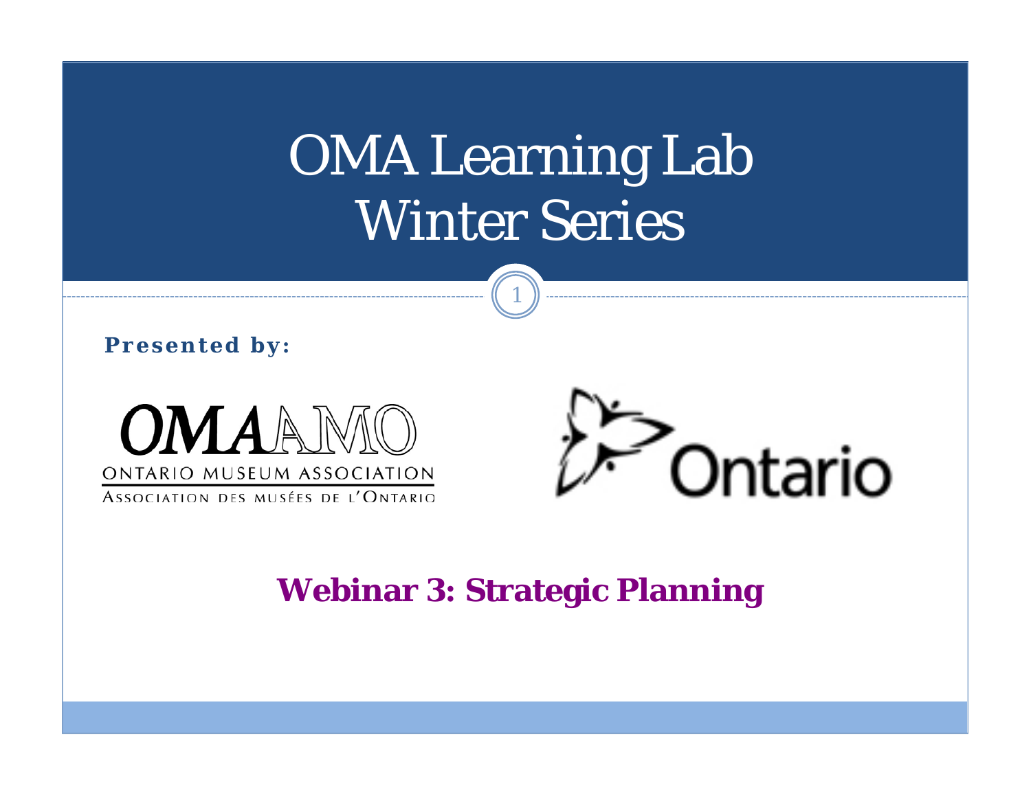# OMA Learning Lab Winter Series

**Presented by:**

OMA AMO
ONTARIO MUSEUM ASSOCIATION
ASSOCIATION DES MUSÉES DE L'ONTARIO

Ontario

## Webinar 3: Strategic Planning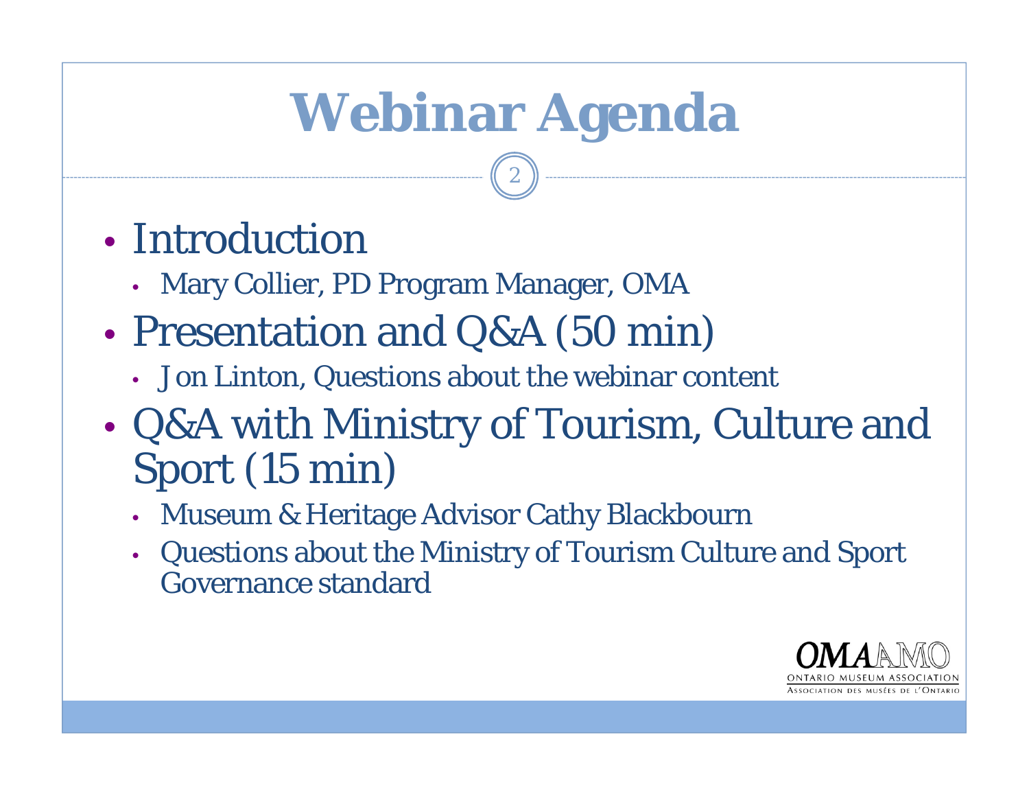# Webinar Agenda

- Introduction
  - Mary Collier, PD Program Manager, OMA
- Presentation and Q&A (50 min)
  - Jon Linton, Questions about the webinar content
- Q&A with Ministry of Tourism, Culture and Sport (15 min)
  - Museum & Heritage Advisor Cathy Blackbourn
  - Questions about the Ministry of Tourism Culture and Sport Governance standard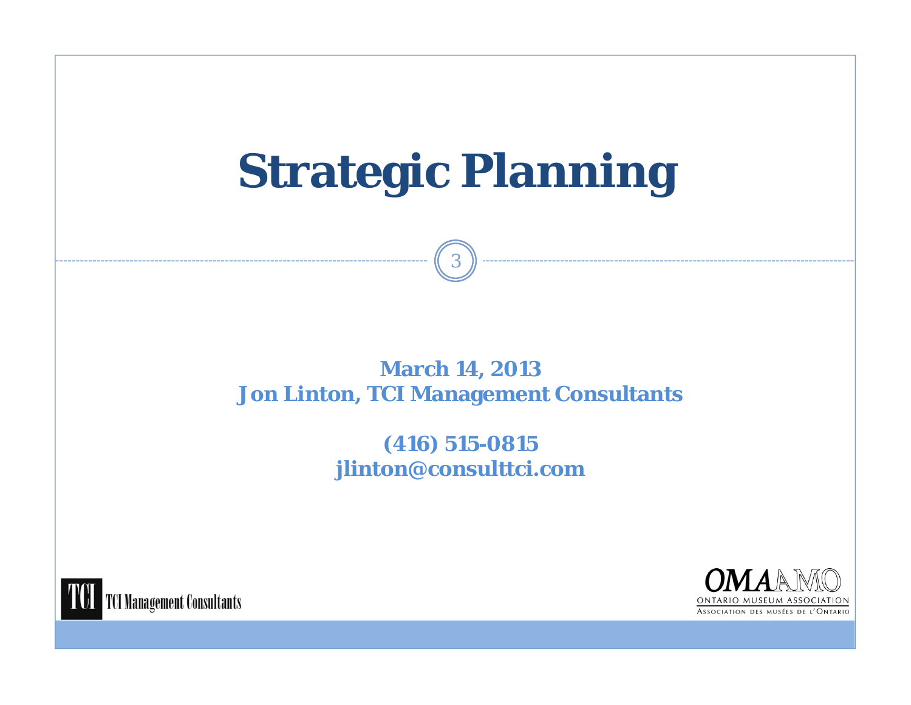# Strategic Planning

**March 14, 2013**
**Jon Linton, TCI Management Consultants**

**(416) 515-0815**
**jlinton@consulttci.com**

TCI Management Consultants

OMAAMO
ONTARIO MUSEUM ASSOCIATION
ASSOCIATION DES MUSÉES DE L'ONTARIO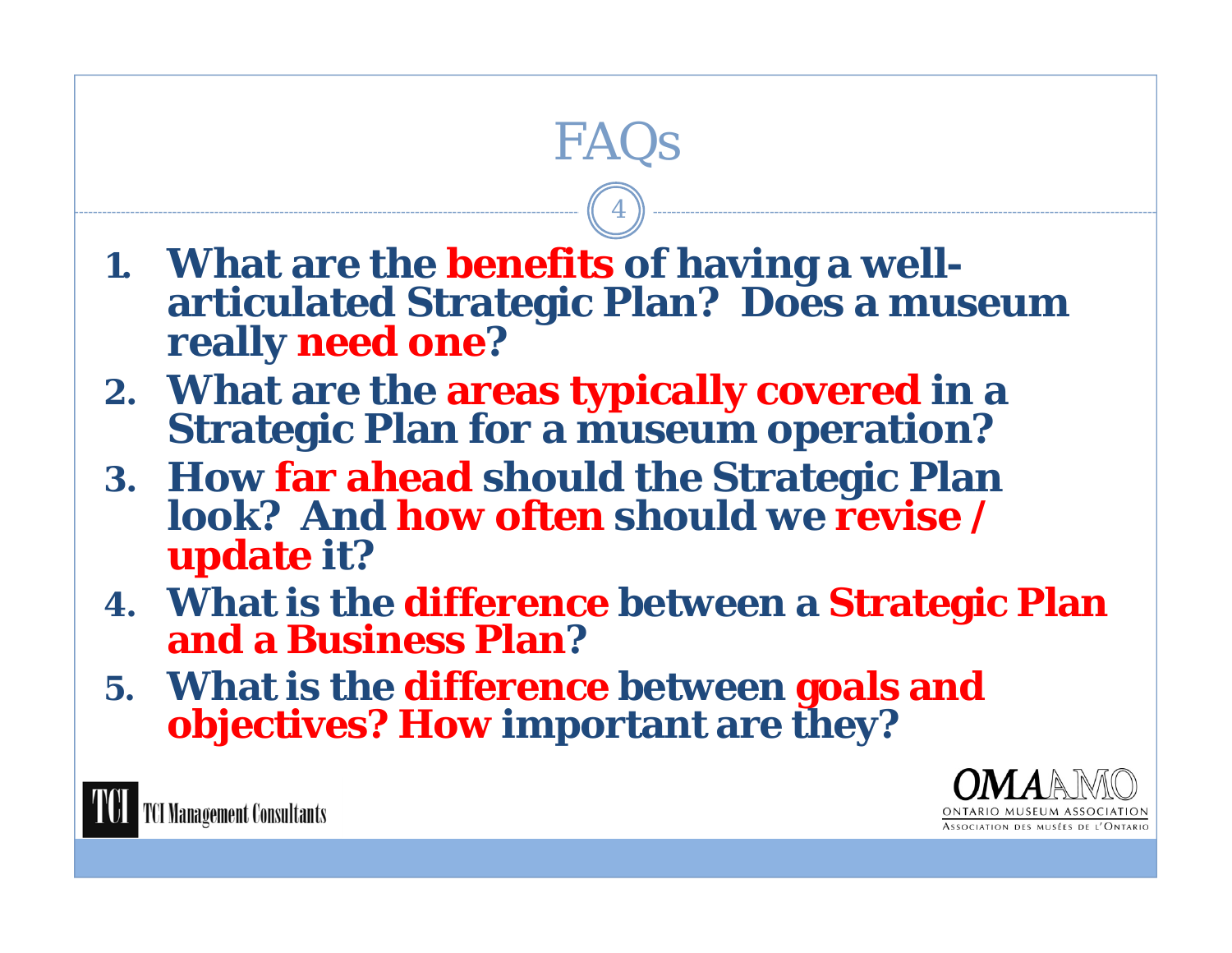# FAQs

1. **What are the benefits of having a well-articulated Strategic Plan? Does a museum really need one?**
2. **What are the areas typically covered in a Strategic Plan for a museum operation?**
3. **How far ahead should the Strategic Plan look? And how often should we revise / update it?**
4. **What is the difference between a Strategic Plan and a Business Plan?**
5. **What is the difference between goals and objectives? How important are they?**

TCI Management Consultants

OMA AMO
ONTARIO MUSEUM ASSOCIATION
ASSOCIATION DES MUSÉES DE L'ONTARIO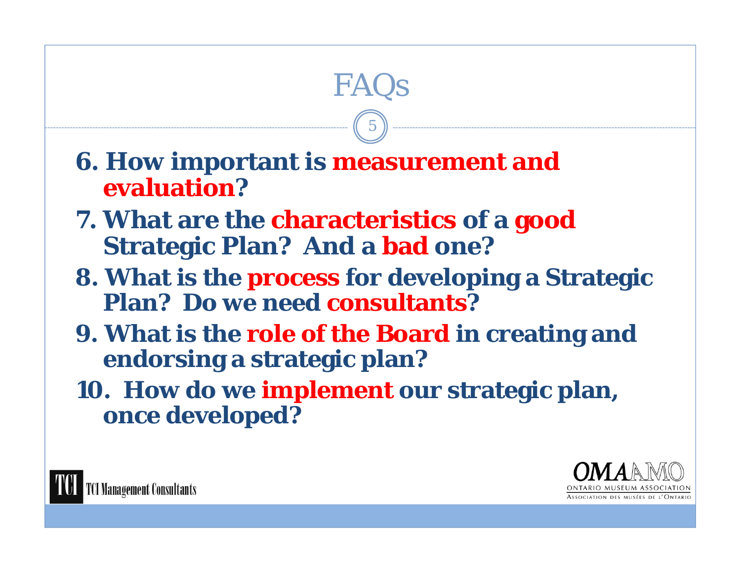# FAQs

6. **How important is measurement and evaluation?**
7. **What are the characteristics of a good Strategic Plan? And a bad one?**
8. **What is the process for developing a Strategic Plan? Do we need consultants?**
9. **What is the role of the Board in creating and endorsing a strategic plan?**
10. **How do we implement our strategic plan, once developed?**

TCI Management Consultants

OMA AMO
ONTARIO MUSEUM ASSOCIATION
ASSOCIATION DES MUSÉES DE L'ONTARIO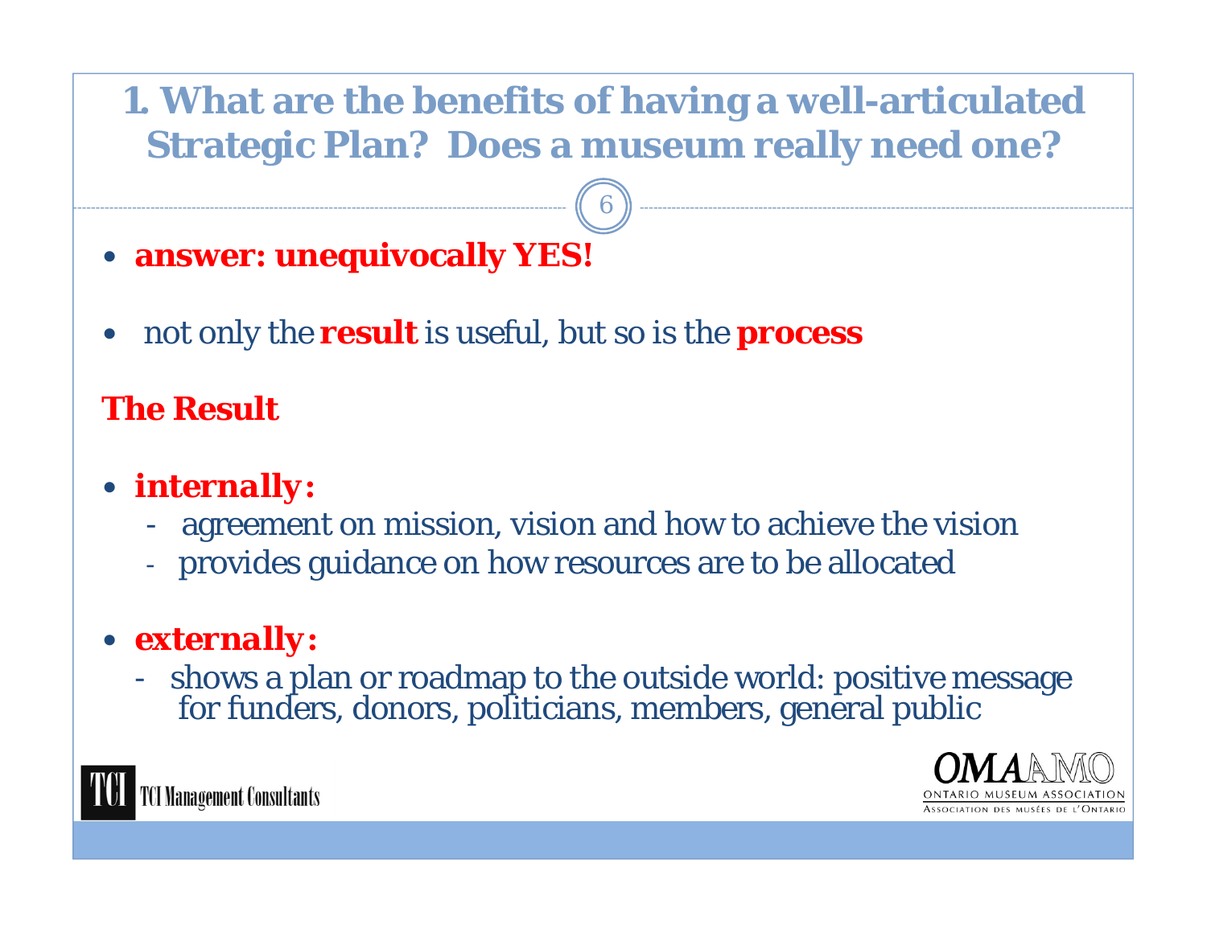# 1. What are the benefits of having a well-articulated Strategic Plan? Does a museum really need one?

- **answer: unequivocally YES!**

- not only the **result** is useful, but so is the **process**

## The Result

- ***internally:***
  - agreement on mission, vision and how to achieve the vision
  - provides guidance on how resources are to be allocated

- ***externally:***
  - shows a plan or roadmap to the outside world: positive message for funders, donors, politicians, members, general public

TCI Management Consultants

OMA AMO
ONTARIO MUSEUM ASSOCIATION
ASSOCIATION DES MUSÉES DE L'ONTARIO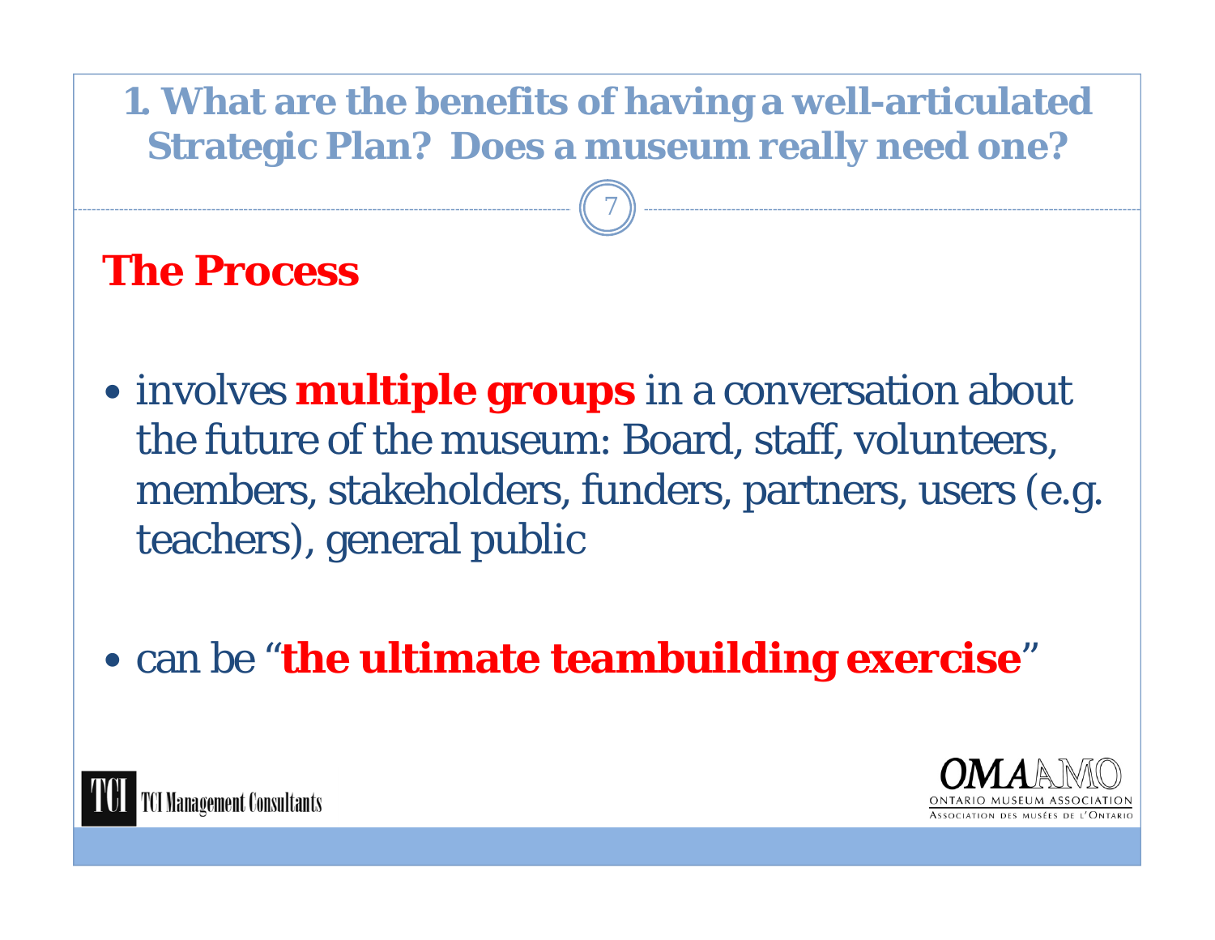## 1. What are the benefits of having a well-articulated Strategic Plan? Does a museum really need one?

### The Process

- involves **multiple groups** in a conversation about the future of the museum: Board, staff, volunteers, members, stakeholders, funders, partners, users (e.g. teachers), general public
- can be "**the ultimate teambuilding exercise**"

TCI Management Consultants

OMA AMO
ONTARIO MUSEUM ASSOCIATION
ASSOCIATION DES MUSÉES DE L'ONTARIO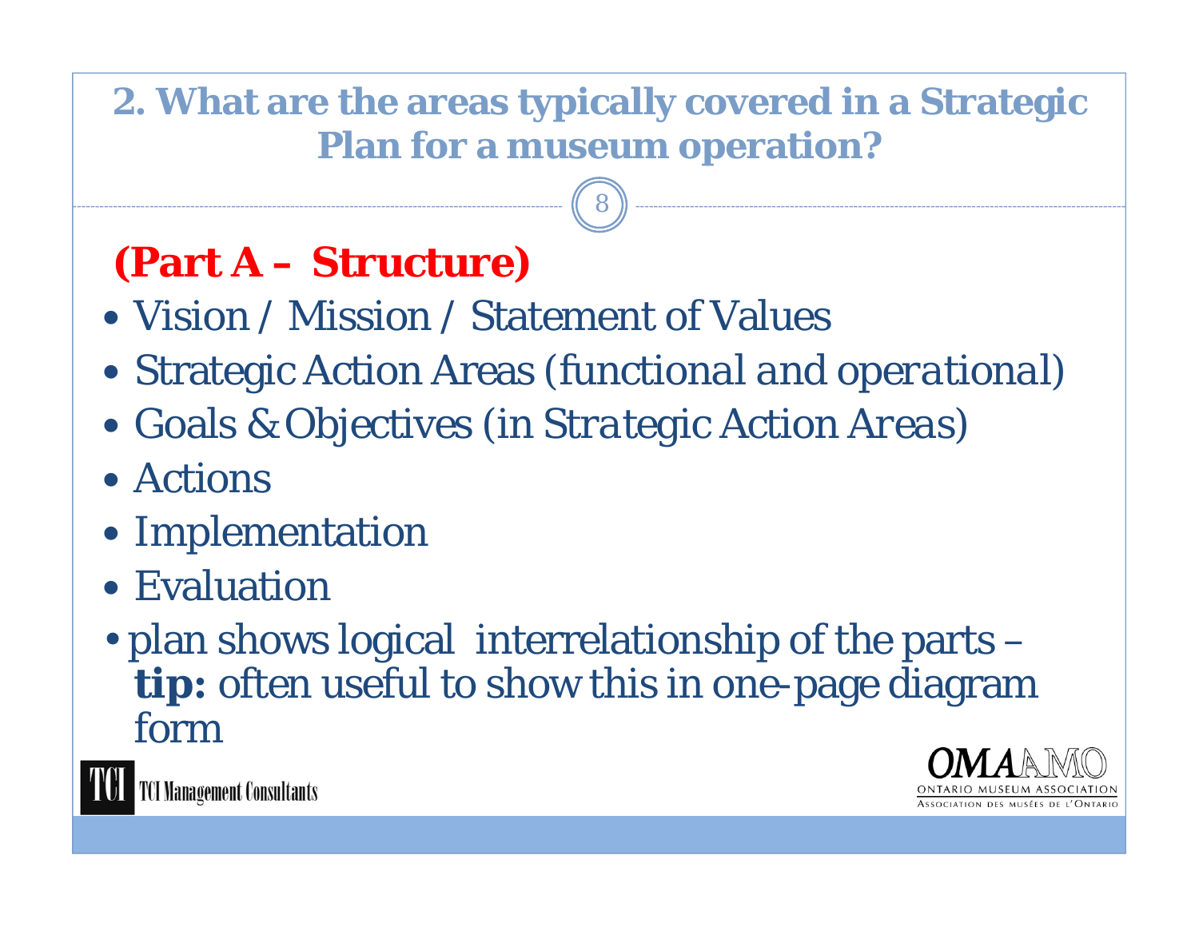## 2. What are the areas typically covered in a Strategic Plan for a museum operation?

### (Part A – Structure)

- Vision / Mission / Statement of Values
- Strategic Action Areas (functional and operational)
- Goals & Objectives (in Strategic Action Areas)
- Actions
- Implementation
- Evaluation
- plan shows logical interrelationship of the parts – **tip:** often useful to show this in one-page diagram form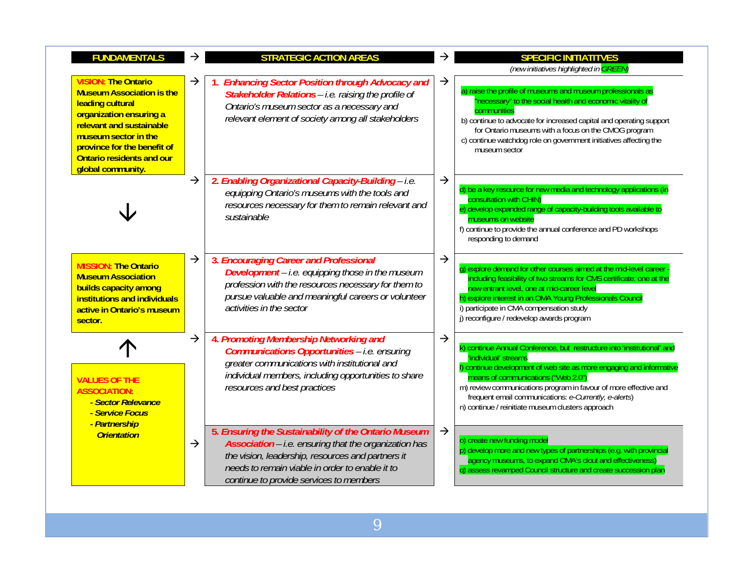| FUNDAMENTALS | → | STRATEGIC ACTION AREAS | → | SPECIFIC INITIATITVES *(new initiatives highlighted in GREEN)* |
|---|---|---|---|---|
| **VISION: The Ontario Museum Association is the leading cultural organization ensuring a relevant and sustainable museum sector in the province for the benefit of Ontario residents and our global community.** | → | ***1. Enhancing Sector Position through Advocacy and Stakeholder Relations*** *– i.e. raising the profile of Ontario's museum sector as a necessary and relevant element of society among all stakeholders* | → | a) raise the profile of museums and museum professionals as 'necessary' to the social health and economic vitality of communities<br>b) continue to advocate for increased capital and operating support for Ontario museums with a focus on the CMOG program<br>c) continue watchdog role on government initiatives affecting the museum sector |
| ↓ | → | ***2. Enabling Organizational Capacity-Building*** *– i.e. equipping Ontario's museums with the tools and resources necessary for them to remain relevant and sustainable* | → | d) be a key resource for new media and technology applications (in consultation with CHIN)<br>e) develop expanded range of capacity-building tools available to museums on website<br>f) continue to provide the annual conference and PD workshops responding to demand |
| **MISSION: The Ontario Museum Association builds capacity among institutions and individuals active in Ontario's museum sector.** | → | ***3. Encouraging Career and Professional Development*** *– i.e. equipping those in the museum profession with the resources necessary for them to pursue valuable and meaningful careers or volunteer activities in the sector* | → | g) explore demand for other courses aimed at the mid-level career - including feasibility of two streams for CMS certificate: one at the new entrant level, one at mid-career level<br>h) explore interest in an OMA Young Professionals Council<br>i) participate in CMA compensation study<br>j) reconfigure / redevelop awards program |
| ↑ | → | ***4. Promoting Membership Networking and Communications Opportunities*** *– i.e. ensuring greater communications with institutional and individual members, including opportunities to share resources and best practices* | → | k) continue Annual Conference, but restructure into 'institutional' and 'individual' streams<br>l) continue development of web site as more engaging and informative means of communications ("Web 2.0")<br>m) review communications program in favour of more effective and frequent email communications: *e-Currently, e-alerts*)<br>n) continue / reinitiate museum clusters approach |
| **VALUES OF THE ASSOCIATION:**<br>***- Sector Relevance***<br>***- Service Focus***<br>***- Partnership Orientation*** | → | ***5. Ensuring the Sustainability of the Ontario Museum Association*** *– i.e. ensuring that the organization has the vision, leadership, resources and partners it needs to remain viable in order to enable it to continue to provide services to members* | → | o) create new funding model<br>p) develop more and new types of partnerships (e.g. with provincial agency museums, to expand OMA's clout and effectiveness)<br>q) assess revamped Council structure and create succession plan |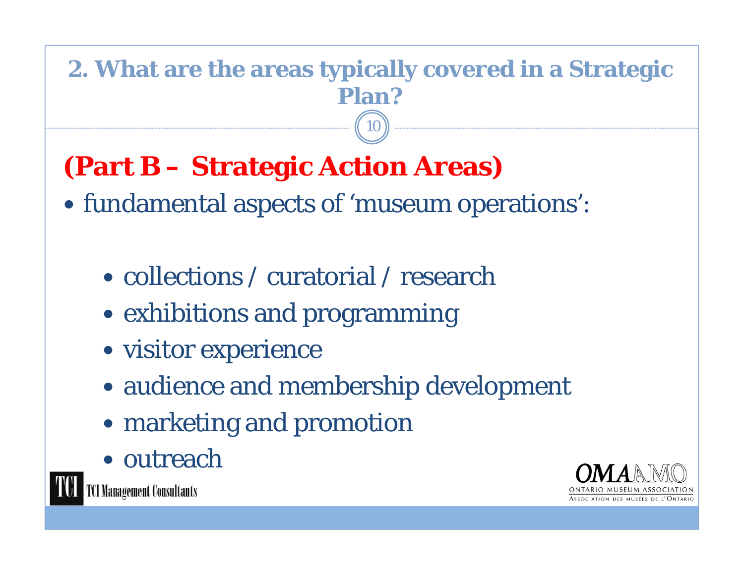## 2. What are the areas typically covered in a Strategic Plan?

### (Part B – Strategic Action Areas)

- fundamental aspects of 'museum operations':
  - collections / curatorial / research
  - exhibitions and programming
  - visitor experience
  - audience and membership development
  - marketing and promotion
  - outreach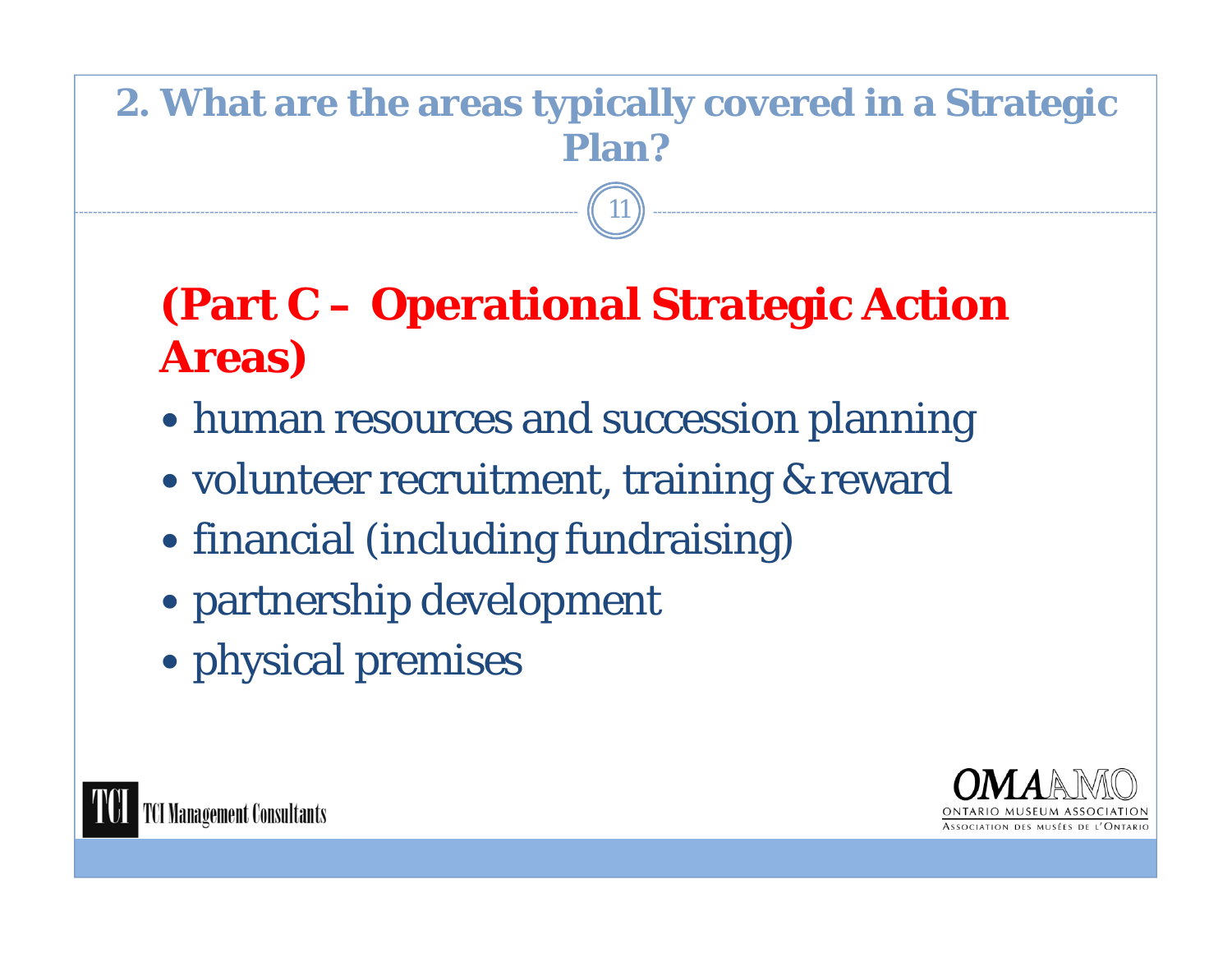## 2. What are the areas typically covered in a Strategic Plan?

### (Part C – Operational Strategic Action Areas)

- human resources and succession planning
- volunteer recruitment, training & reward
- financial (including fundraising)
- partnership development
- physical premises

TCI Management Consultants

OMA AMO
ONTARIO MUSEUM ASSOCIATION
ASSOCIATION DES MUSÉES DE L'ONTARIO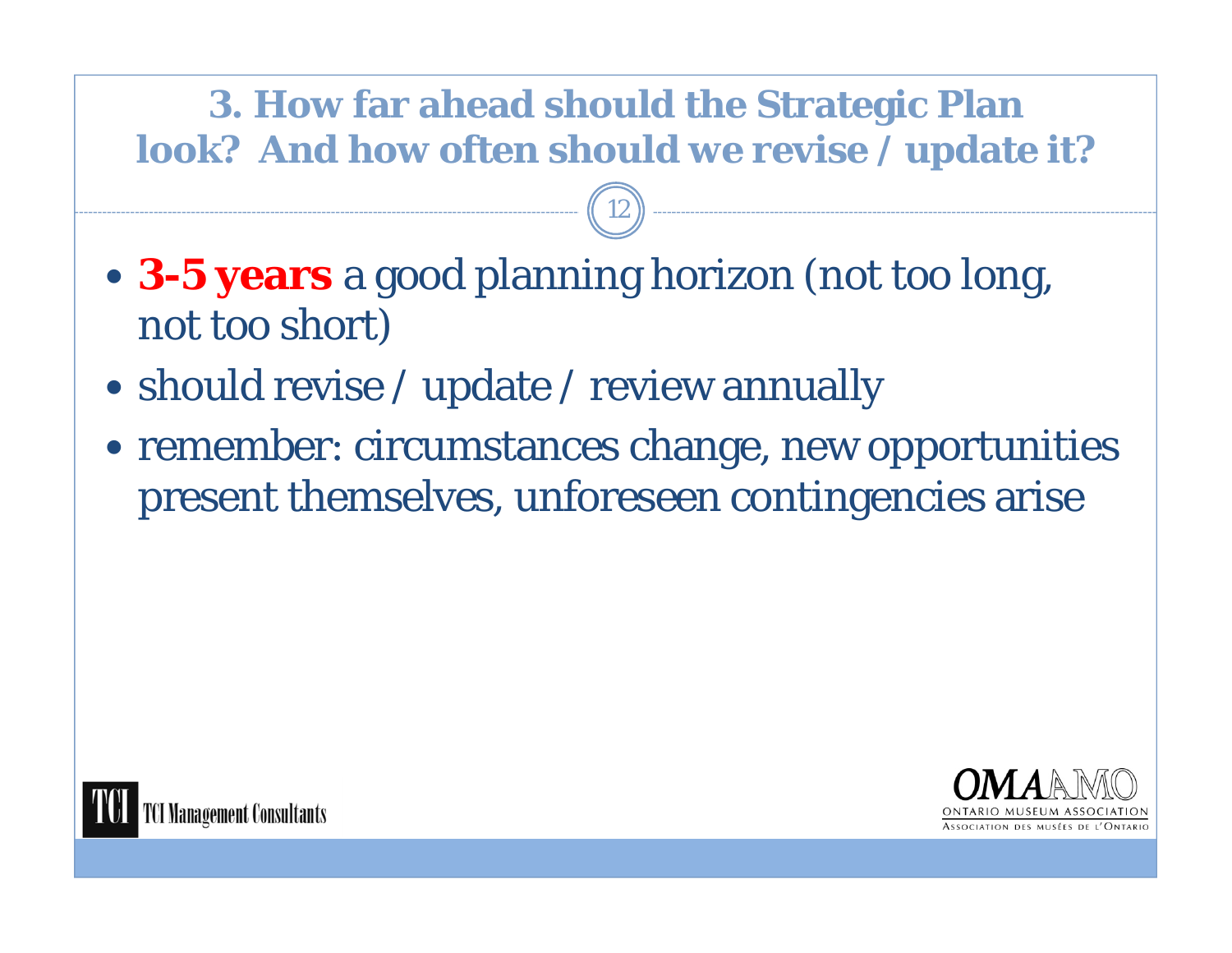## 3. How far ahead should the Strategic Plan look? And how often should we revise / update it?

- **3-5 years** a good planning horizon (not too long, not too short)
- should revise / update / review annually
- remember: circumstances change, new opportunities present themselves, unforeseen contingencies arise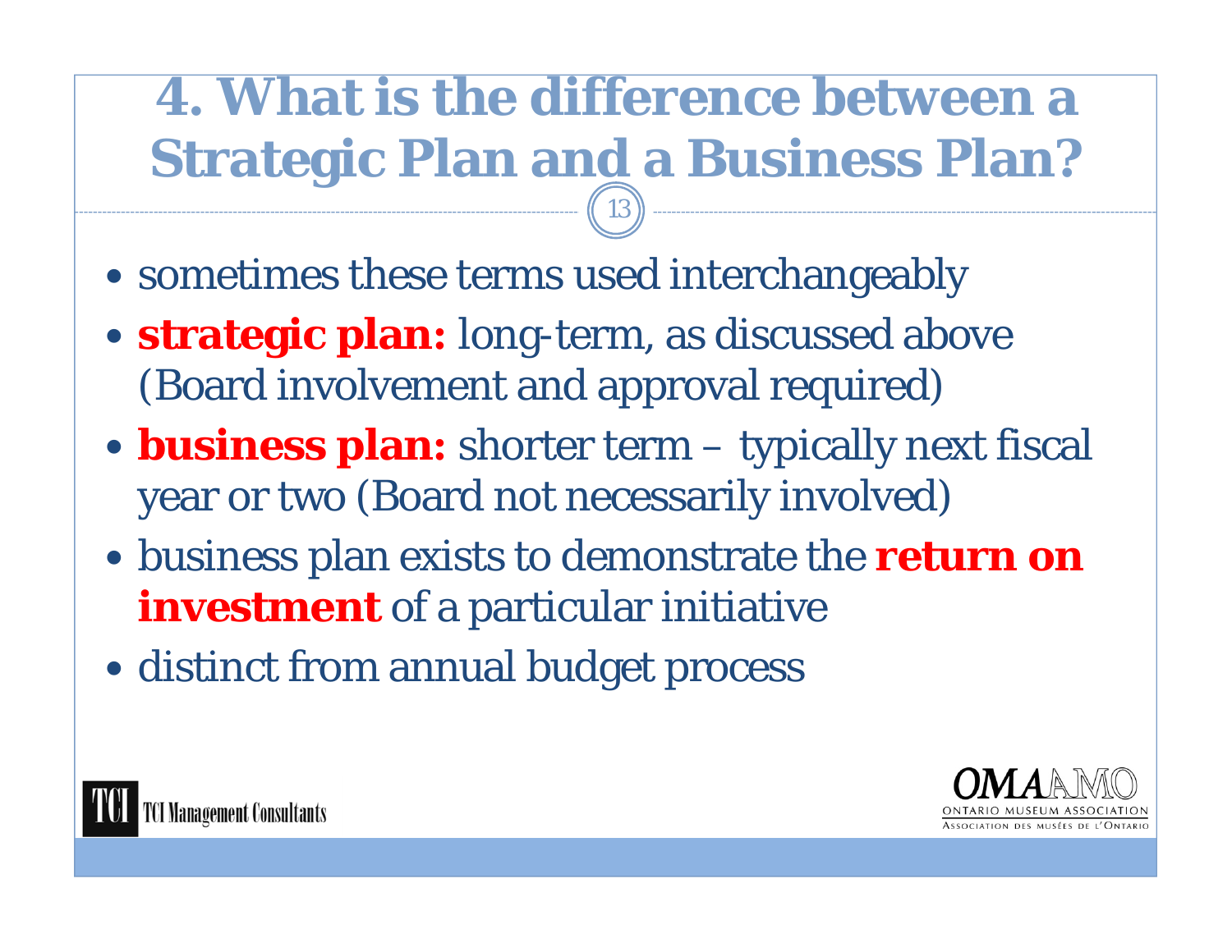# 4. What is the difference between a Strategic Plan and a Business Plan?

- sometimes these terms used interchangeably
- **strategic plan:** long-term, as discussed above (Board involvement and approval required)
- **business plan:** shorter term – typically next fiscal year or two (Board not necessarily involved)
- business plan exists to demonstrate the **return on investment** of a particular initiative
- distinct from annual budget process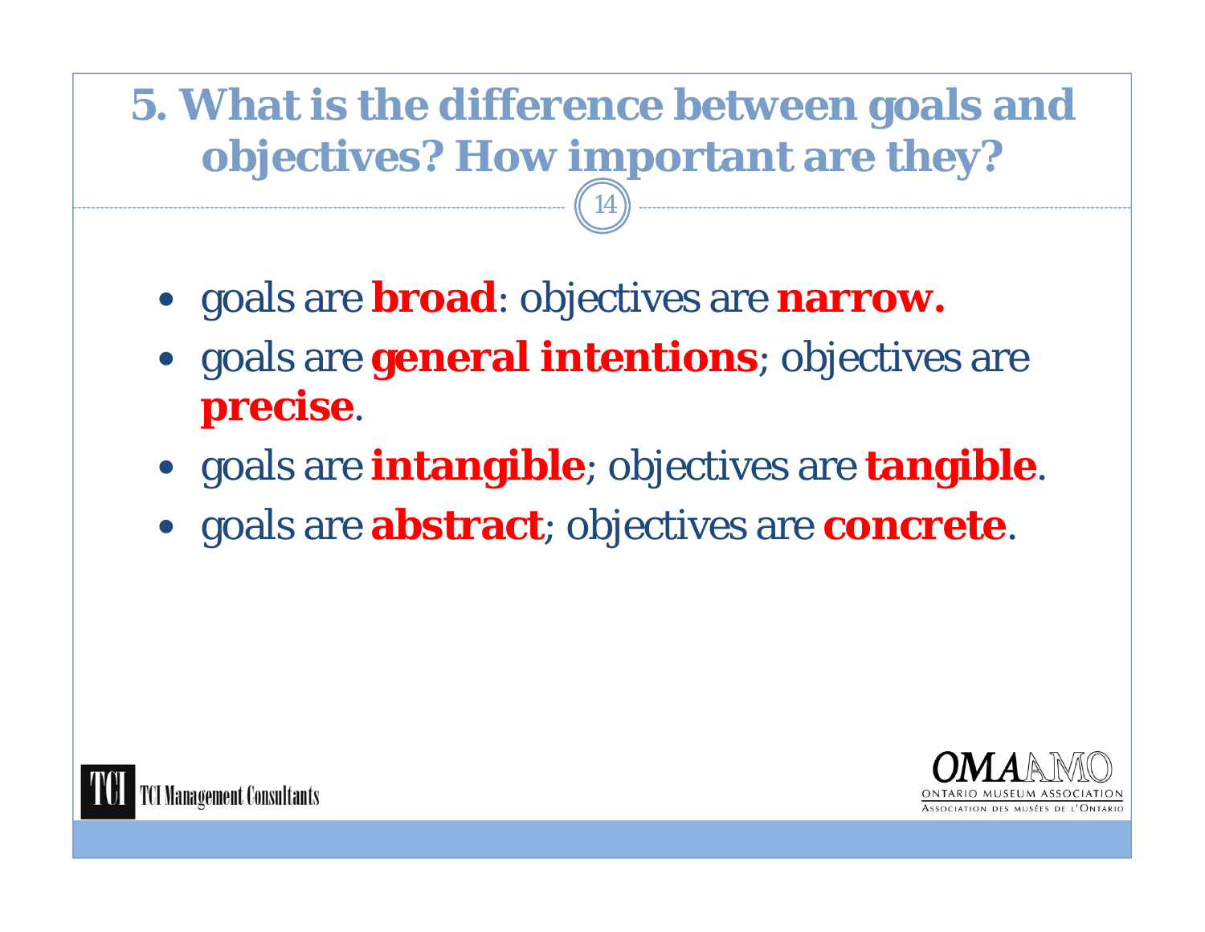# 5. What is the difference between goals and objectives? How important are they?

- goals are **broad**: objectives are **narrow.**
- goals are **general intentions**; objectives are **precise**.
- goals are **intangible**; objectives are **tangible**.
- goals are **abstract**; objectives are **concrete**.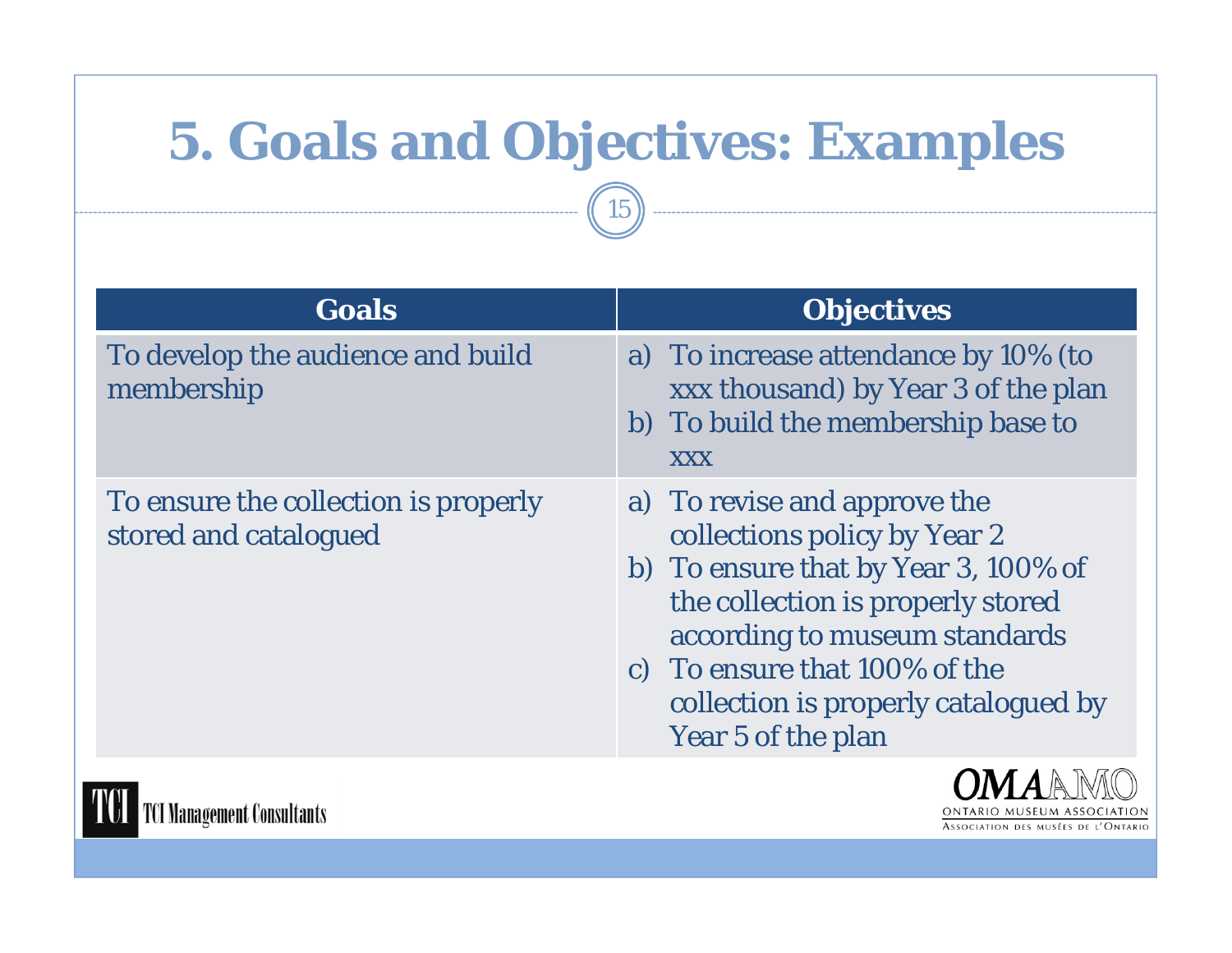# 5. Goals and Objectives: Examples

| Goals | Objectives |
|---|---|
| To develop the audience and build membership | a) To increase attendance by 10% (to xxx thousand) by Year 3 of the plan<br>b) To build the membership base to xxx |
| To ensure the collection is properly stored and catalogued | a) To revise and approve the collections policy by Year 2<br>b) To ensure that by Year 3, 100% of the collection is properly stored according to museum standards<br>c) To ensure that 100% of the collection is properly catalogued by Year 5 of the plan |

TCI Management Consultants

OMA AMO
ONTARIO MUSEUM ASSOCIATION
ASSOCIATION DES MUSÉES DE L'ONTARIO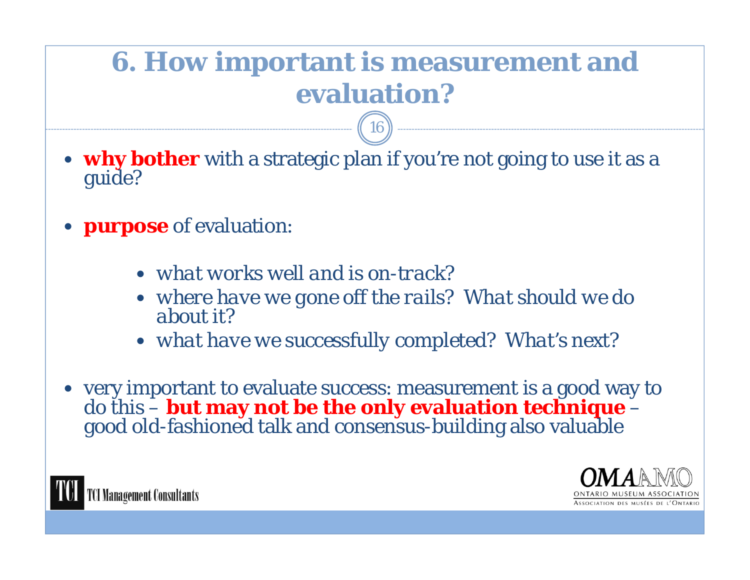# 6. How important is measurement and evaluation?

- **why bother** with a strategic plan if you're not going to use it as a guide?

- **purpose** of evaluation:

  - *what works well and is on-track?*
  - *where have we gone off the rails? What should we do about it?*
  - *what have we successfully completed? What's next?*

- very important to evaluate success: measurement is a good way to do this – **but may not be the only evaluation technique** – good old-fashioned talk and consensus-building also valuable

TCI Management Consultants

OMA AMO
ONTARIO MUSEUM ASSOCIATION
ASSOCIATION DES MUSÉES DE L'ONTARIO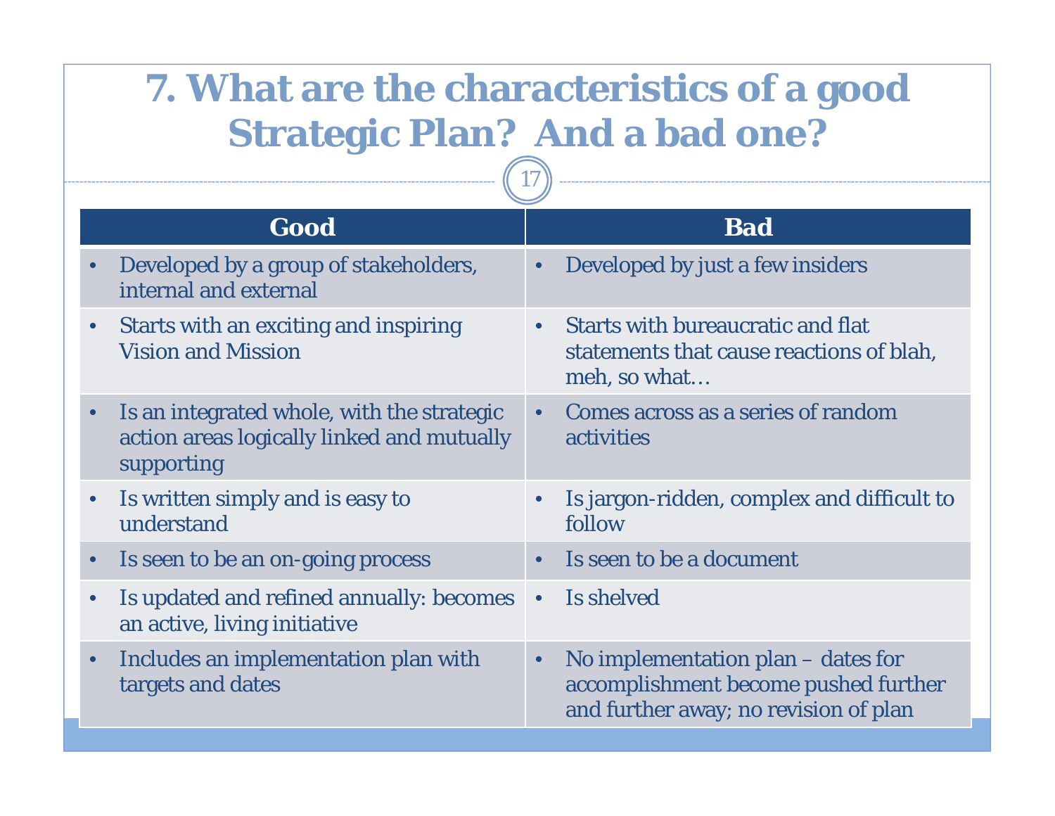# 7. What are the characteristics of a good Strategic Plan? And a bad one?

| Good | Bad |
|---|---|
| • Developed by a group of stakeholders, internal and external | • Developed by just a few insiders |
| • Starts with an exciting and inspiring Vision and Mission | • Starts with bureaucratic and flat statements that cause reactions of blah, meh, so what… |
| • Is an integrated whole, with the strategic action areas logically linked and mutually supporting | • Comes across as a series of random activities |
| • Is written simply and is easy to understand | • Is jargon-ridden, complex and difficult to follow |
| • Is seen to be an on-going process | • Is seen to be a document |
| • Is updated and refined annually: becomes an active, living initiative | • Is shelved |
| • Includes an implementation plan with targets and dates | • No implementation plan – dates for accomplishment become pushed further and further away; no revision of plan |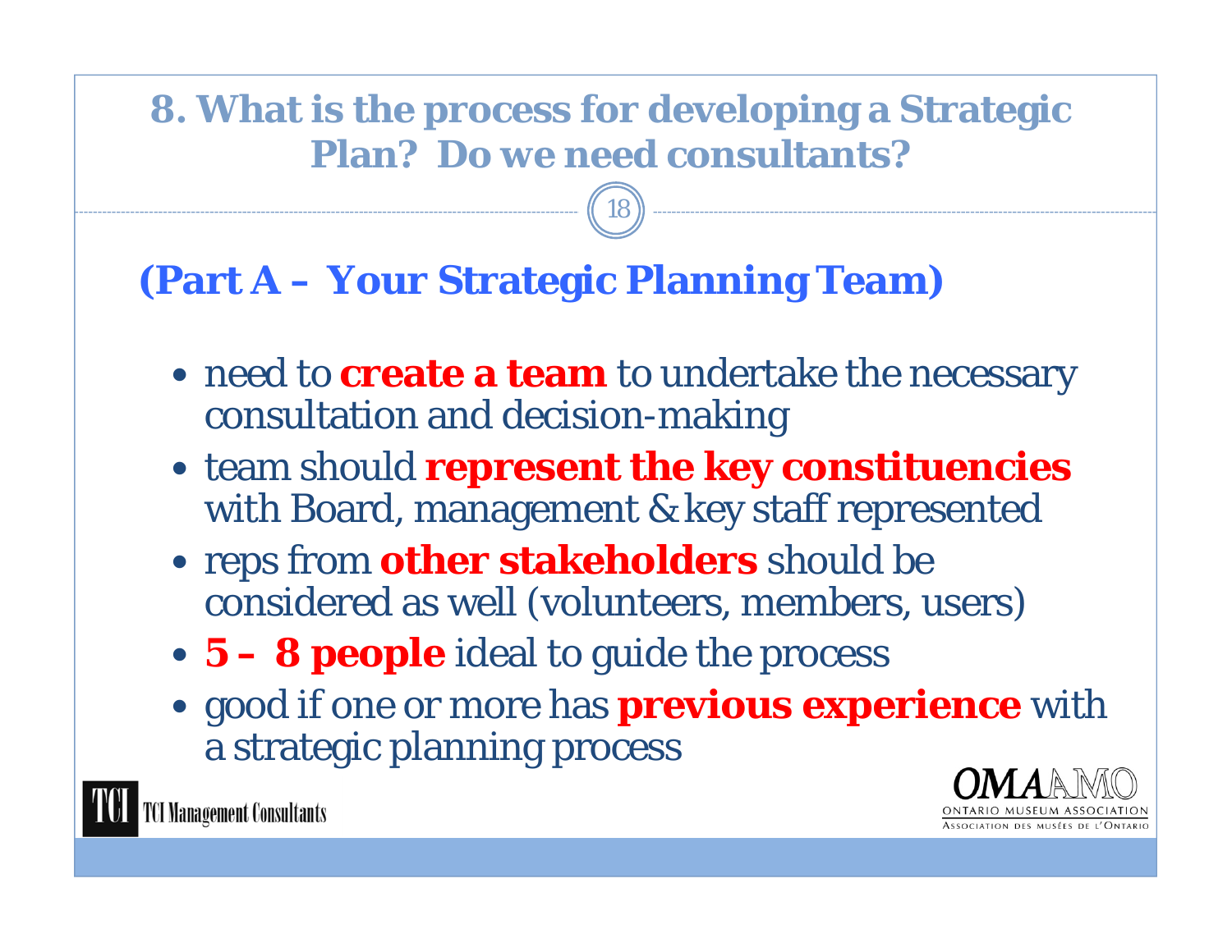# 8. What is the process for developing a Strategic Plan? Do we need consultants?

## (Part A – Your Strategic Planning Team)

- need to **create a team** to undertake the necessary consultation and decision-making
- team should **represent the key constituencies** with Board, management & key staff represented
- reps from **other stakeholders** should be considered as well (volunteers, members, users)
- **5 – 8 people** ideal to guide the process
- good if one or more has **previous experience** with a strategic planning process

TCI Management Consultants

OMA AMO ONTARIO MUSEUM ASSOCIATION ASSOCIATION DES MUSÉES DE L'ONTARIO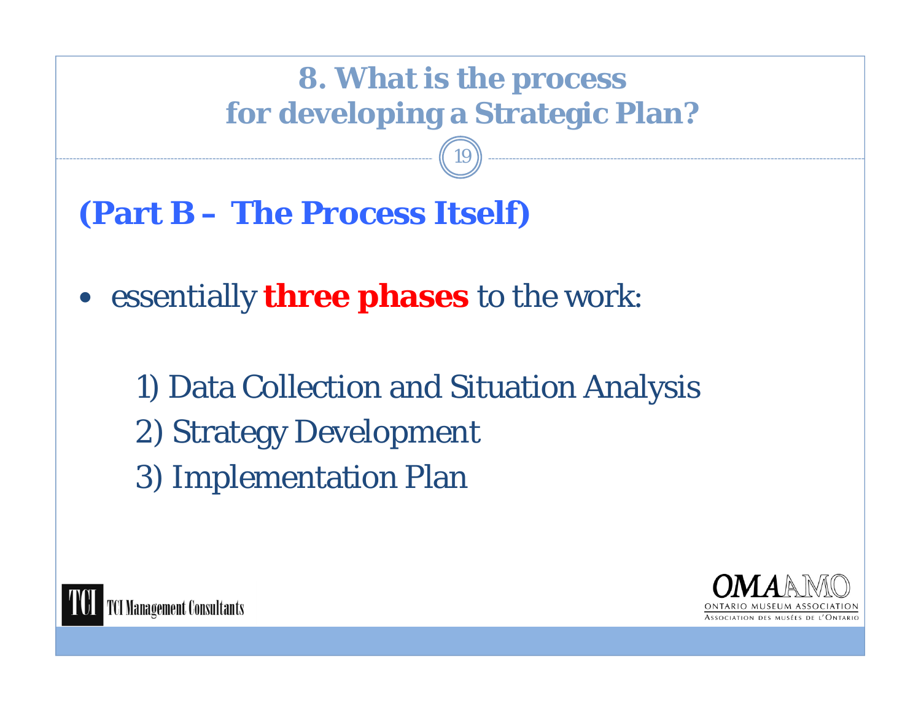# 8. What is the process for developing a Strategic Plan?

## (Part B – The Process Itself)

- essentially **three phases** to the work:

  1) Data Collection and Situation Analysis
  2) Strategy Development
  3) Implementation Plan

TCI Management Consultants

OMA AMO
ONTARIO MUSEUM ASSOCIATION
ASSOCIATION DES MUSÉES DE L'ONTARIO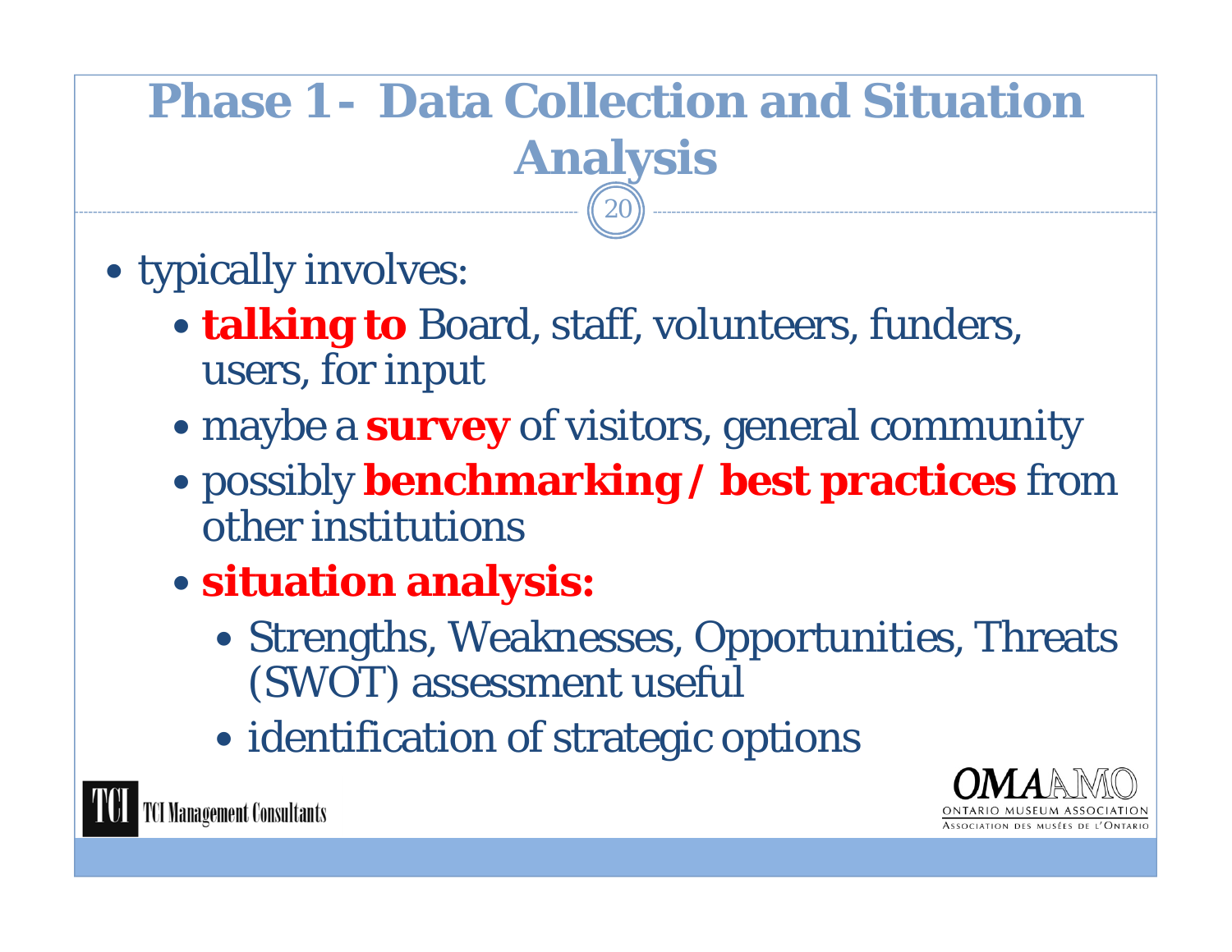# Phase 1 - Data Collection and Situation Analysis

- typically involves:
  - **talking to** Board, staff, volunteers, funders, users, for input
  - maybe a **survey** of visitors, general community
  - possibly **benchmarking / best practices** from other institutions
  - **situation analysis:**
    - Strengths, Weaknesses, Opportunities, Threats (SWOT) assessment useful
    - identification of strategic options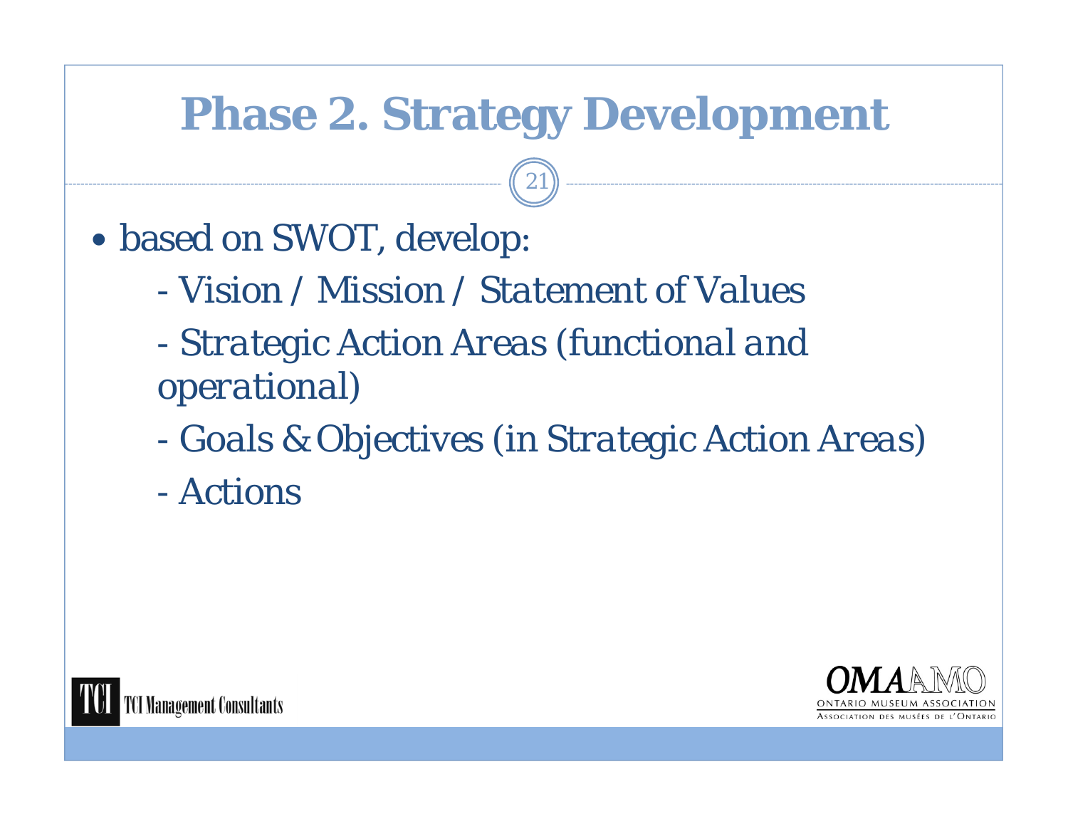# Phase 2. Strategy Development

- based on SWOT, develop:
  - Vision / Mission / Statement of Values
  - Strategic Action Areas (functional and operational)
  - Goals & Objectives (in Strategic Action Areas)
  - Actions

TCI Management Consultants

OMA AMO
ONTARIO MUSEUM ASSOCIATION
ASSOCIATION DES MUSÉES DE L'ONTARIO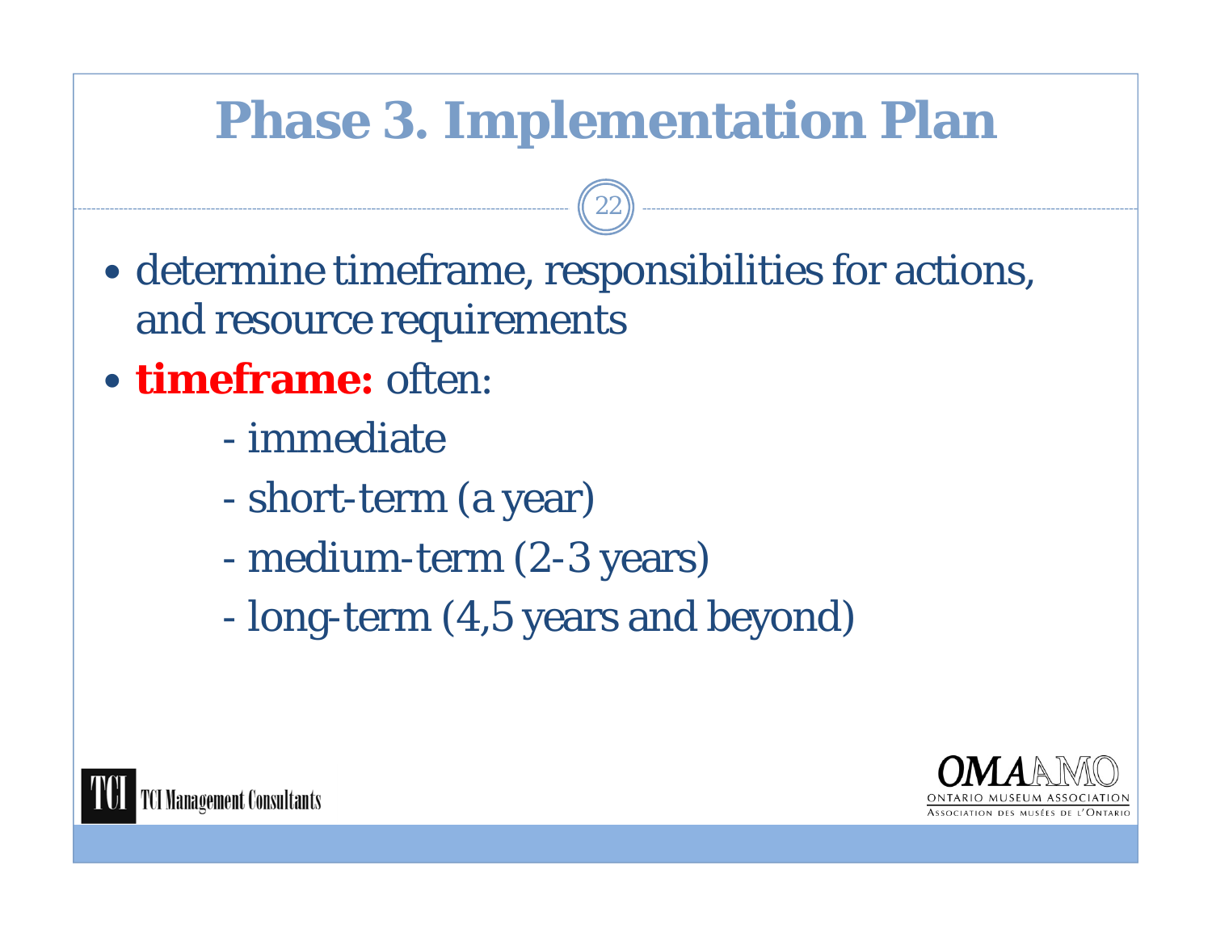# Phase 3. Implementation Plan

- determine timeframe, responsibilities for actions, and resource requirements
- **timeframe:** often:
  - immediate
  - short-term (a year)
  - medium-term (2-3 years)
  - long-term (4,5 years and beyond)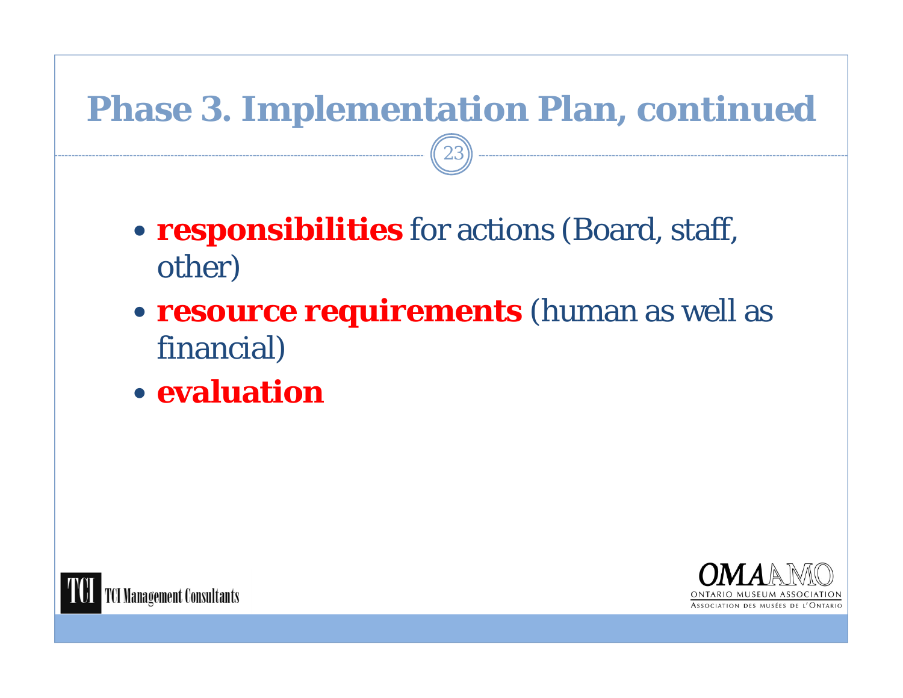# Phase 3. Implementation Plan, continued

- **responsibilities** for actions (Board, staff, other)
- **resource requirements** (human as well as financial)
- **evaluation**

TCI Management Consultants

OMA AMO
ONTARIO MUSEUM ASSOCIATION
ASSOCIATION DES MUSÉES DE L'ONTARIO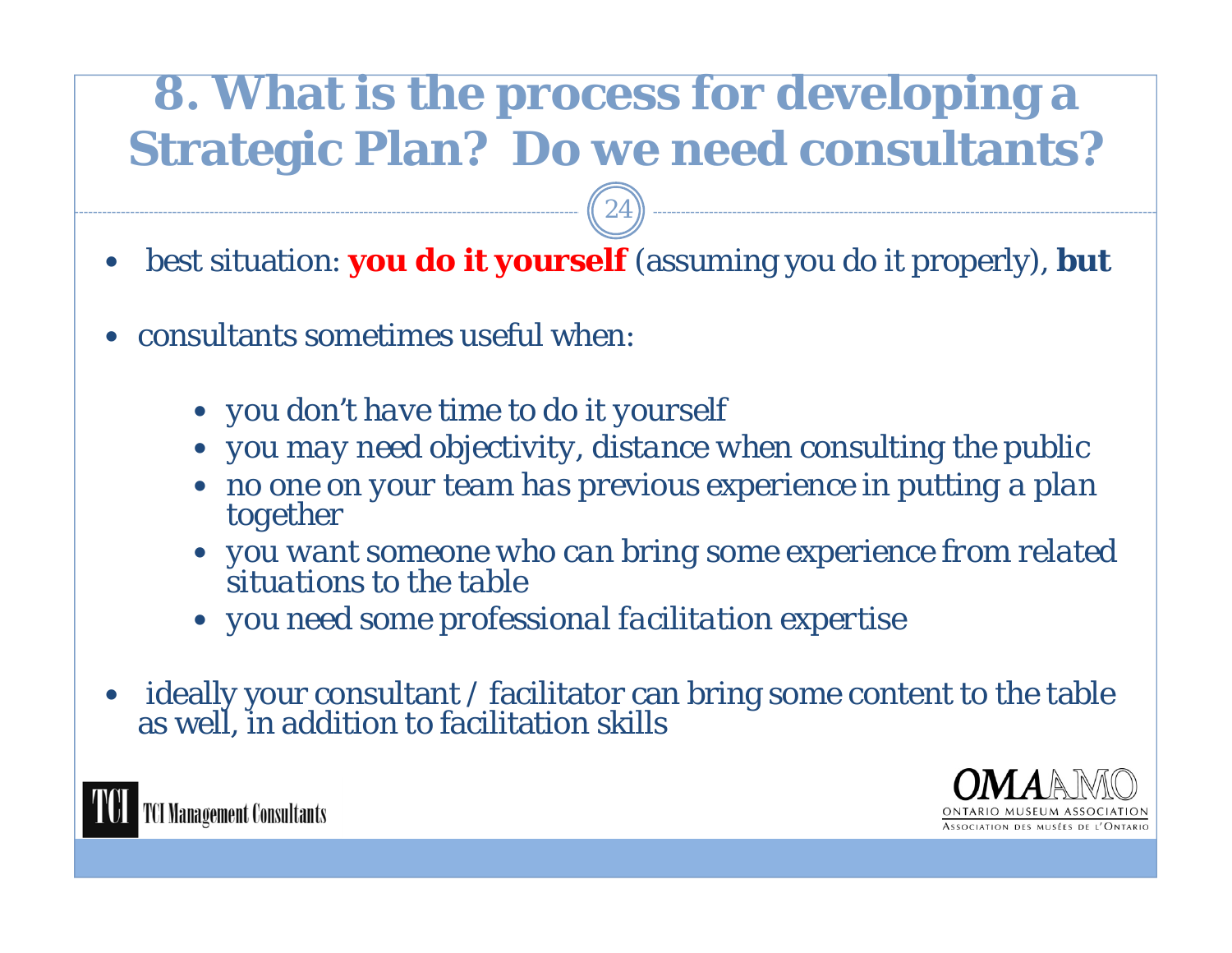# 8. What is the process for developing a Strategic Plan? Do we need consultants?

- best situation: **you do it yourself** (assuming you do it properly), **but**
- consultants sometimes useful when:
  - you don't have time to do it yourself
  - you may need objectivity, distance when consulting the public
  - no one on your team has previous experience in putting a plan together
  - you want someone who can bring some experience from related situations to the table
  - you need some professional facilitation expertise
- ideally your consultant / facilitator can bring some content to the table as well, in addition to facilitation skills

TCI Management Consultants

OMA AMO
ONTARIO MUSEUM ASSOCIATION
ASSOCIATION DES MUSÉES DE L'ONTARIO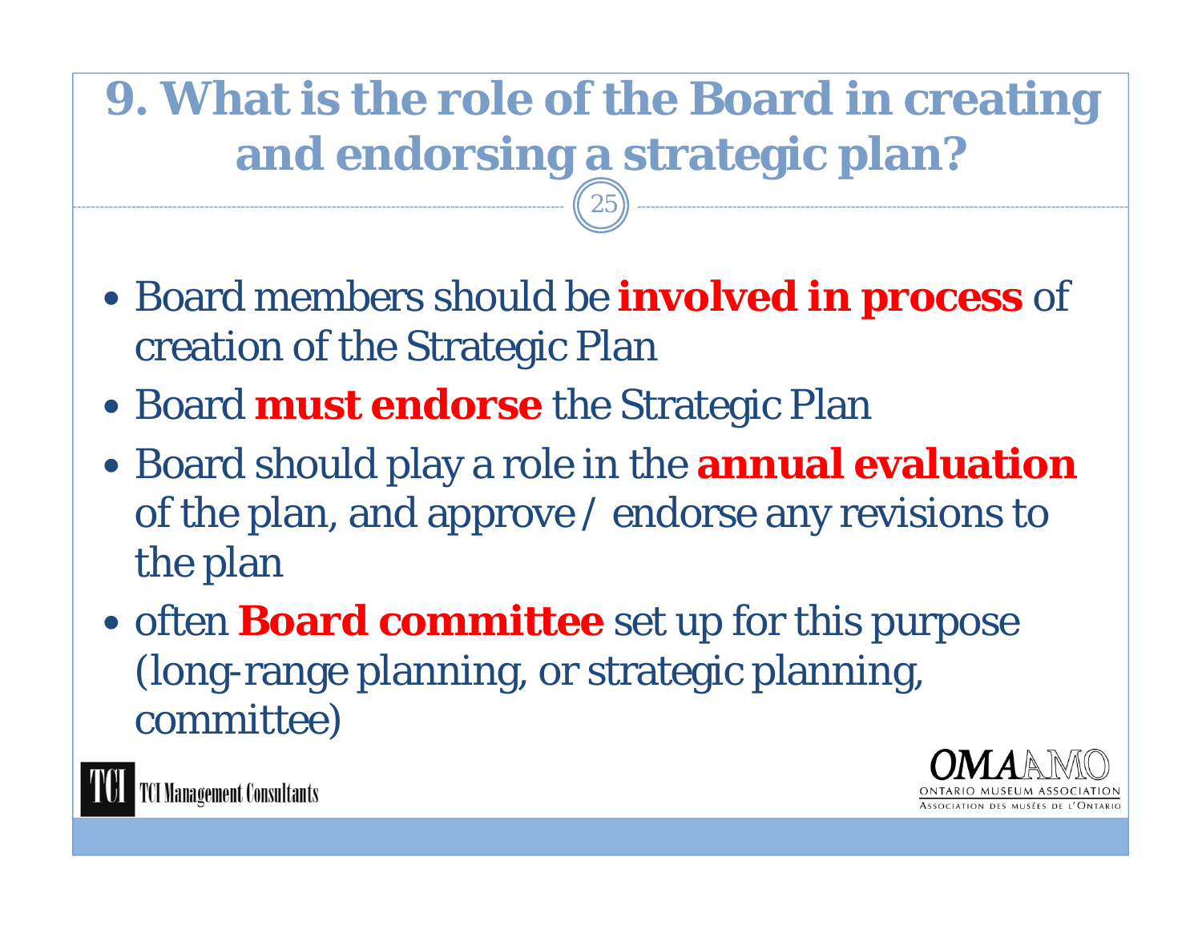# 9. What is the role of the Board in creating and endorsing a strategic plan?

- Board members should be **involved in process** of creation of the Strategic Plan
- Board **must endorse** the Strategic Plan
- Board should play a role in the **annual evaluation** of the plan, and approve / endorse any revisions to the plan
- often **Board committee** set up for this purpose (long-range planning, or strategic planning, committee)

TCI Management Consultants

OMA AMO
ONTARIO MUSEUM ASSOCIATION
ASSOCIATION DES MUSÉES DE L'ONTARIO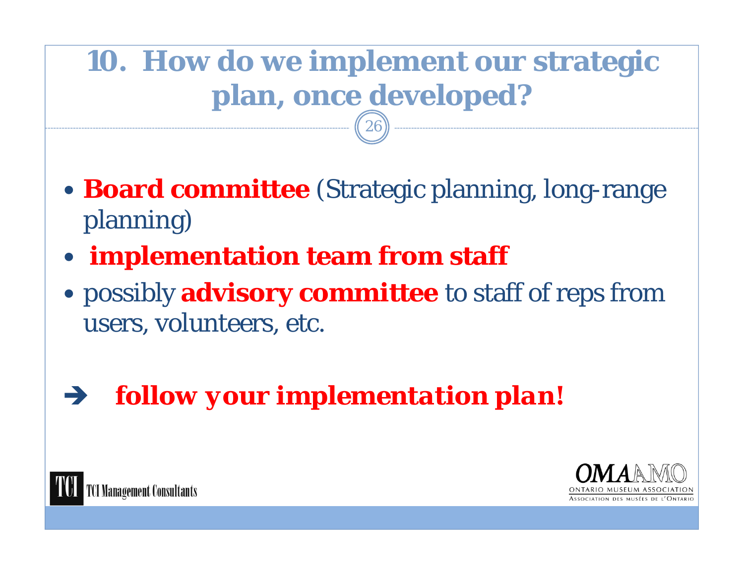# 10. How do we implement our strategic plan, once developed?

- **Board committee** (Strategic planning, long-range planning)
- **implementation team from staff**
- possibly **advisory committee** to staff of reps from users, volunteers, etc.

➔ ***follow your implementation plan!***

TCI Management Consultants

OMA AMO
ONTARIO MUSEUM ASSOCIATION
ASSOCIATION DES MUSÉES DE L'ONTARIO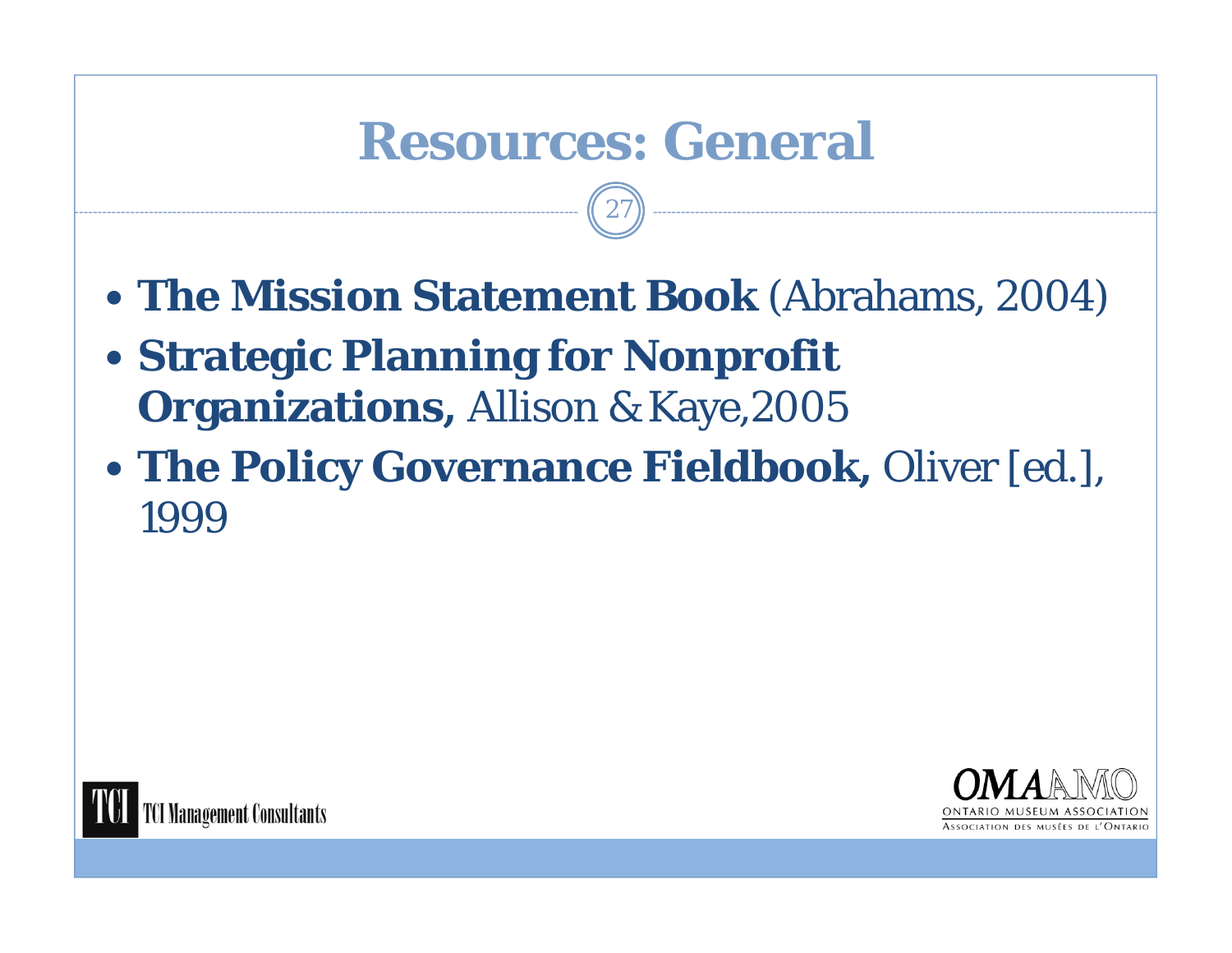# Resources: General

- **The Mission Statement Book** (Abrahams, 2004)
- **Strategic Planning for Nonprofit Organizations,** Allison & Kaye, 2005
- **The Policy Governance Fieldbook,** Oliver [ed.], 1999

TCI Management Consultants

OMA AMO
ONTARIO MUSEUM ASSOCIATION
ASSOCIATION DES MUSÉES DE L'ONTARIO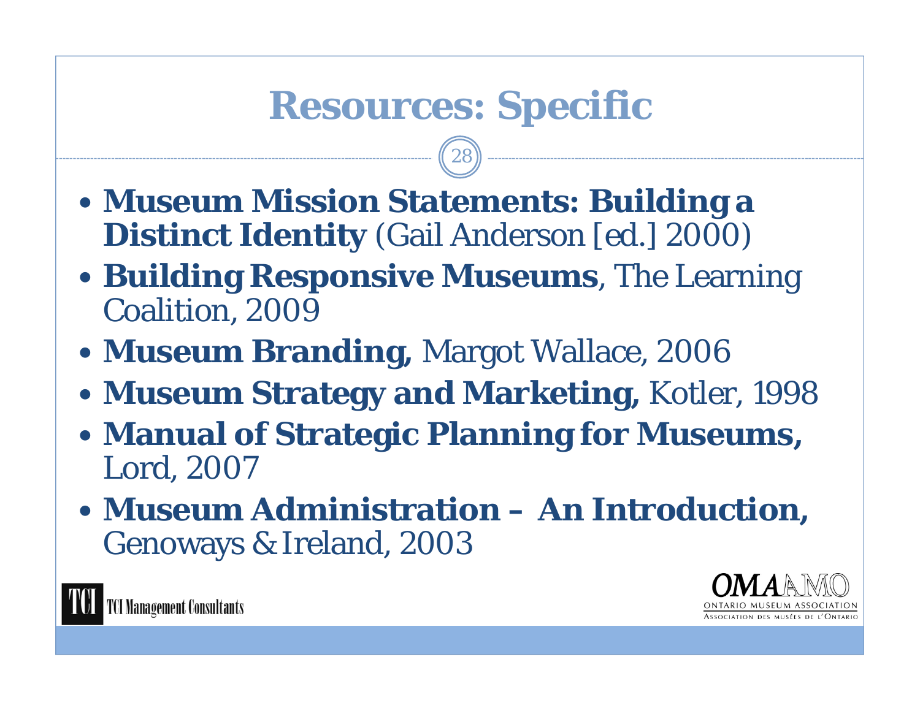# Resources: Specific

- **Museum Mission Statements: Building a Distinct Identity** (Gail Anderson [ed.] 2000)
- **Building Responsive Museums**, The Learning Coalition, 2009
- **Museum Branding,** Margot Wallace, 2006
- **Museum Strategy and Marketing,** Kotler, 1998
- **Manual of Strategic Planning for Museums,** Lord, 2007
- **Museum Administration – An Introduction,** Genoways & Ireland, 2003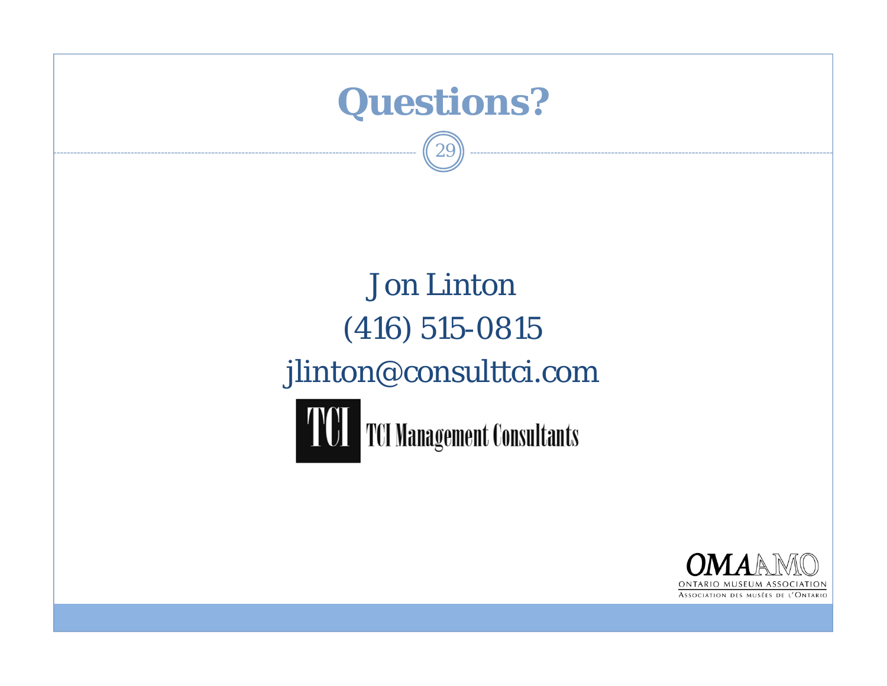# Questions?

Jon Linton

(416) 515-0815

jlinton@consulttci.com

TCI Management Consultants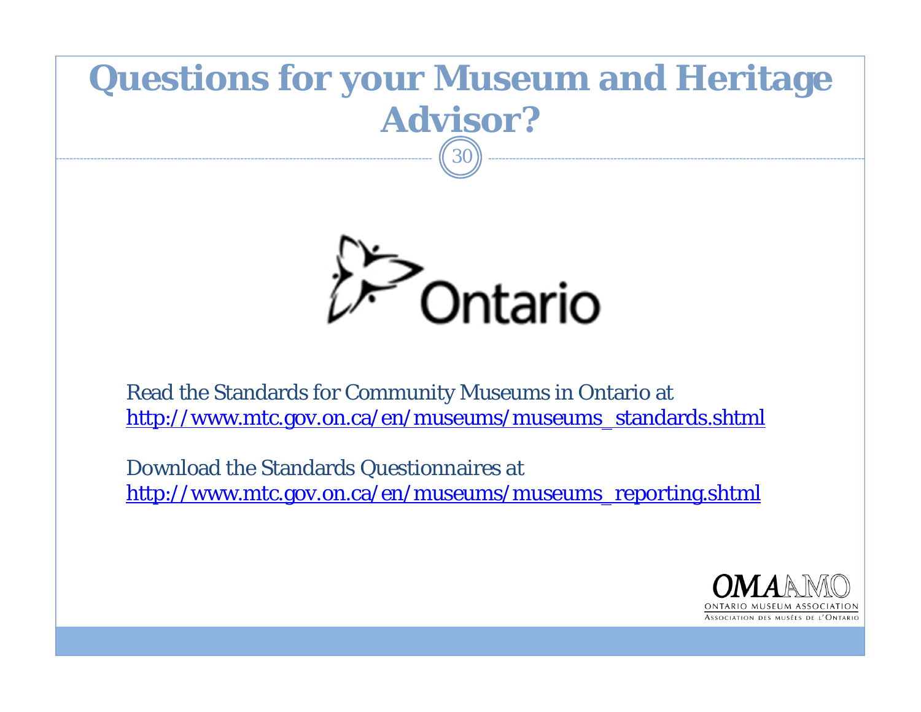# Questions for your Museum and Heritage Advisor?

Ontario

Read the Standards for Community Museums in Ontario at
http://www.mtc.gov.on.ca/en/museums/museums_standards.shtml

Download the Standards Questionnaires at
http://www.mtc.gov.on.ca/en/museums/museums_reporting.shtml

OMAAMO
ONTARIO MUSEUM ASSOCIATION
ASSOCIATION DES MUSÉES DE L'ONTARIO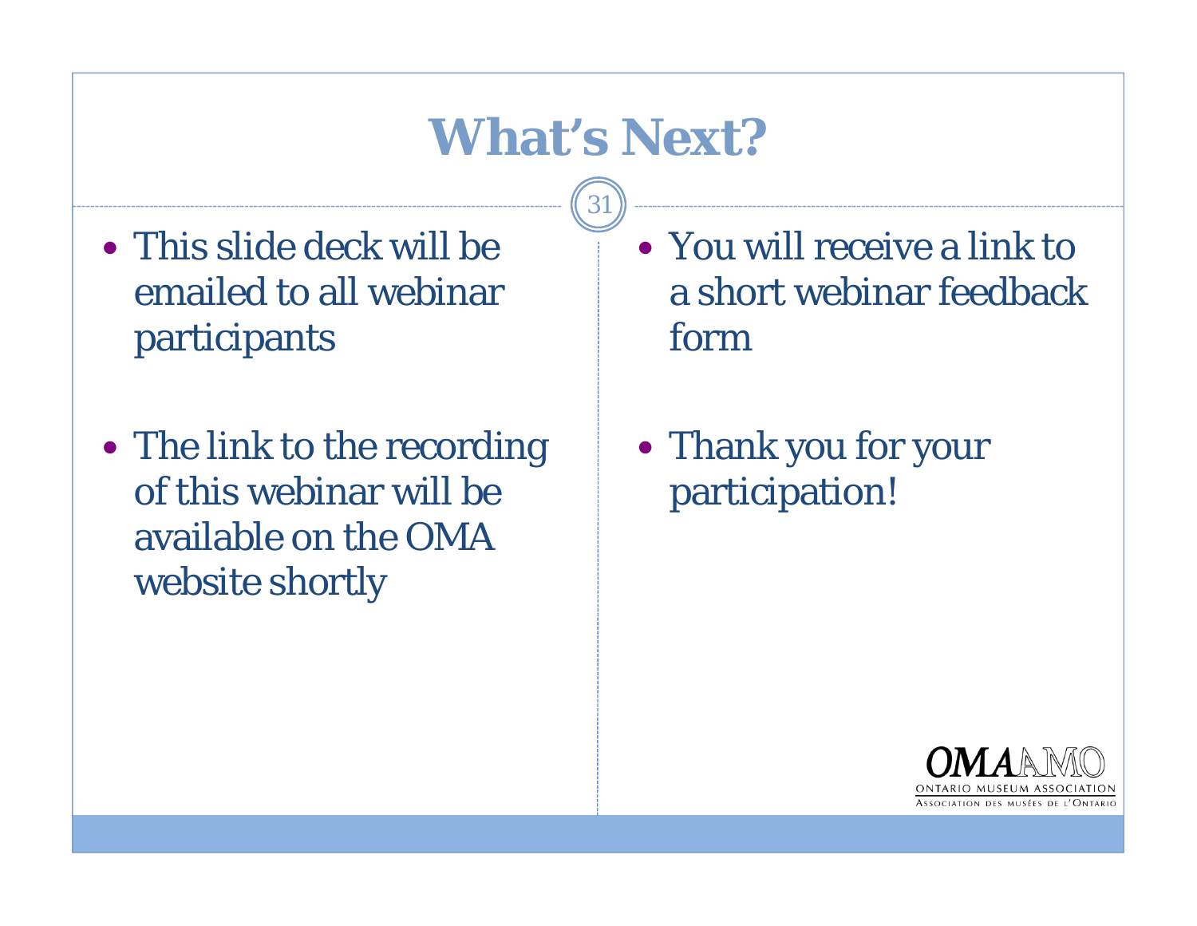# What's Next?

- This slide deck will be emailed to all webinar participants
- The link to the recording of this webinar will be available on the OMA website shortly
- You will receive a link to a short webinar feedback form
- Thank you for your participation!

OMA AMO
ONTARIO MUSEUM ASSOCIATION
ASSOCIATION DES MUSÉES DE L'ONTARIO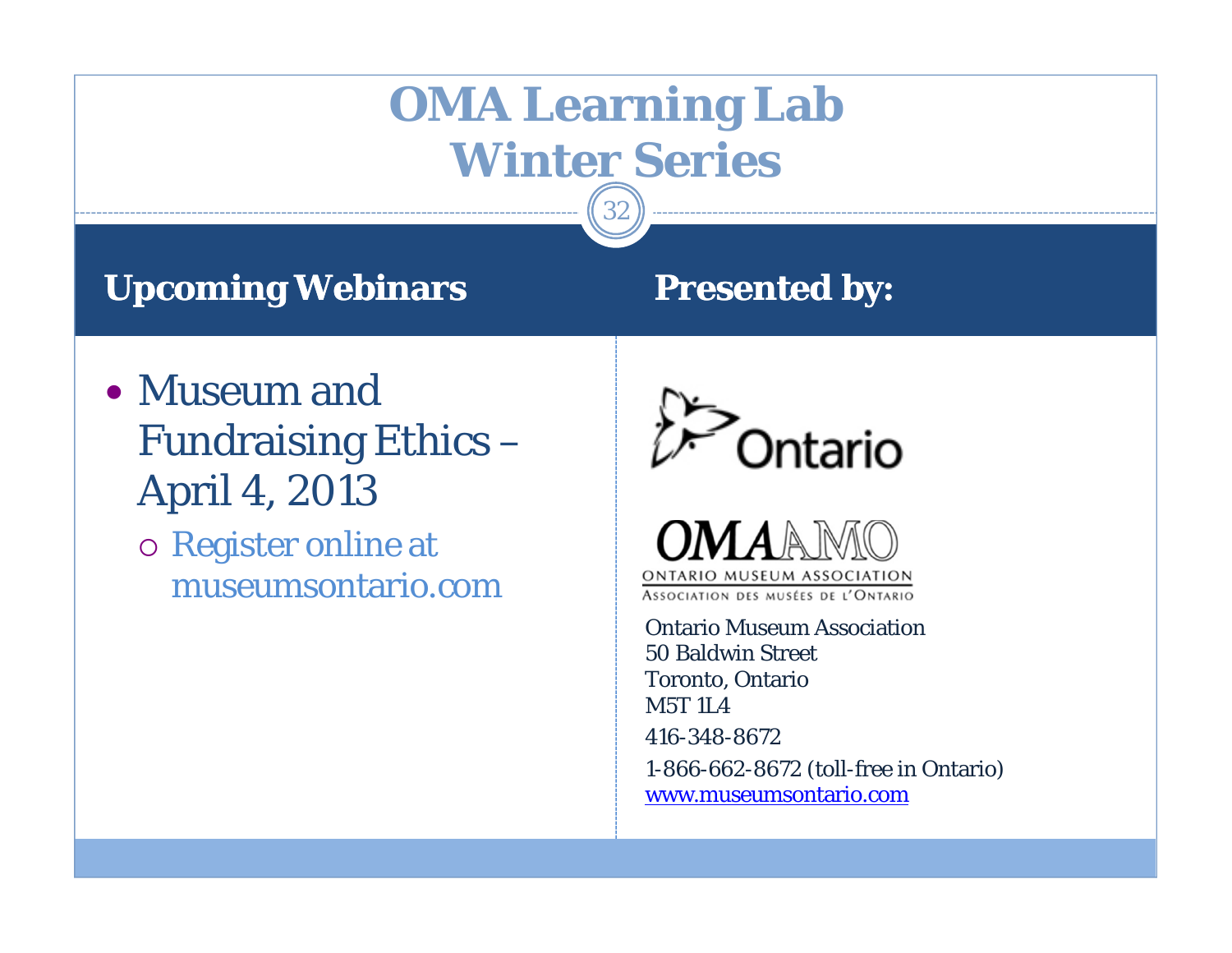# OMA Learning Lab Winter Series

## Upcoming Webinars

- Museum and Fundraising Ethics – April 4, 2013
  - Register online at museumsontario.com

## Presented by:

Ontario

OMA AMO
ONTARIO MUSEUM ASSOCIATION
ASSOCIATION DES MUSÉES DE L'ONTARIO

Ontario Museum Association
50 Baldwin Street
Toronto, Ontario
M5T 1L4
416-348-8672
1-866-662-8672 (toll-free in Ontario)
www.museumsontario.com